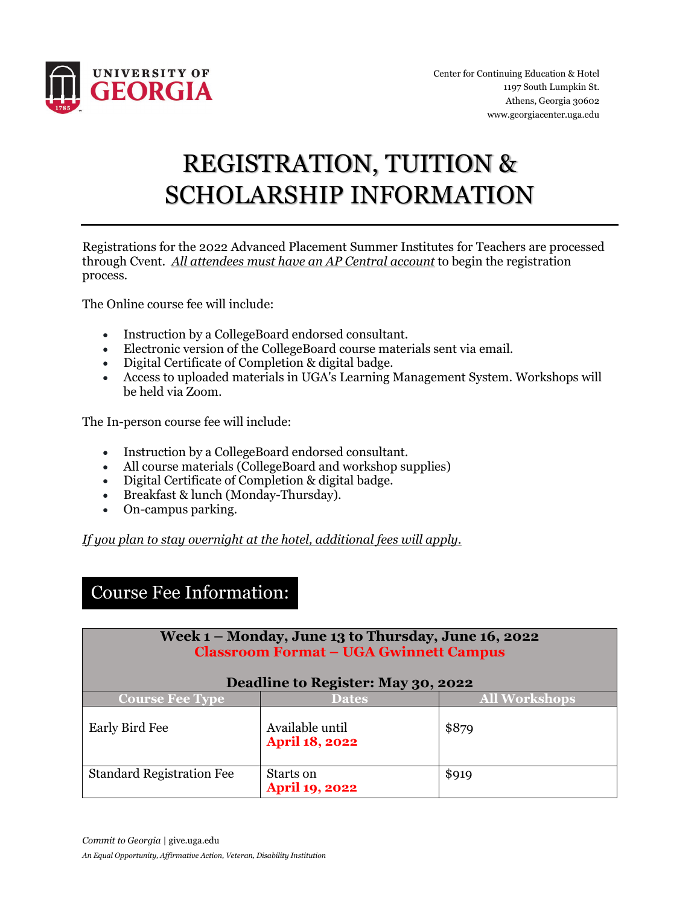UNIVERSITY OF GEORGIA

Center for Continuing Education & Hotel
1197 South Lumpkin St.
Athens, Georgia 30602
www.georgiacenter.uga.edu

# REGISTRATION, TUITION & SCHOLARSHIP INFORMATION

Registrations for the 2022 Advanced Placement Summer Institutes for Teachers are processed through Cvent. *All attendees must have an AP Central account* to begin the registration process.

The Online course fee will include:

- Instruction by a CollegeBoard endorsed consultant.
- Electronic version of the CollegeBoard course materials sent via email.
- Digital Certificate of Completion & digital badge.
- Access to uploaded materials in UGA's Learning Management System. Workshops will be held via Zoom.

The In-person course fee will include:

- Instruction by a CollegeBoard endorsed consultant.
- All course materials (CollegeBoard and workshop supplies)
- Digital Certificate of Completion & digital badge.
- Breakfast & lunch (Monday-Thursday).
- On-campus parking.

*If you plan to stay overnight at the hotel, additional fees will apply.*

## Course Fee Information:

**Week 1 – Monday, June 13 to Thursday, June 16, 2022**
**Classroom Format – UGA Gwinnett Campus**

**Deadline to Register: May 30, 2022**

| Course Fee Type | Dates | All Workshops |
|---|---|---|
| Early Bird Fee | Available until **April 18, 2022** | $879 |
| Standard Registration Fee | Starts on **April 19, 2022** | $919 |

*Commit to Georgia* | give.uga.edu

*An Equal Opportunity, Affirmative Action, Veteran, Disability Institution*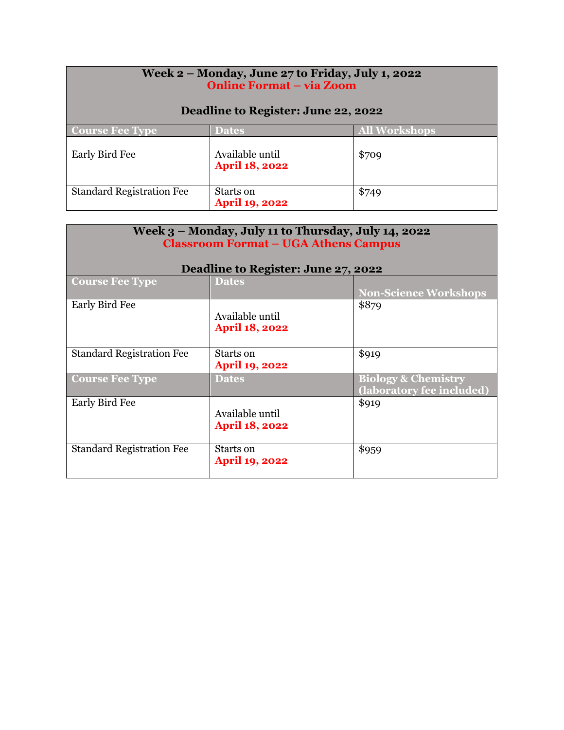| Week 2 – Monday, June 27 to Friday, July 1, 2022<br>Online Format – via Zoom<br><br>Deadline to Register: June 22, 2022 | | |
|---|---|---|
| **Course Fee Type** | **Dates** | **All Workshops** |
| Early Bird Fee | Available until **April 18, 2022** | $709 |
| Standard Registration Fee | Starts on **April 19, 2022** | $749 |

| Week 3 – Monday, July 11 to Thursday, July 14, 2022<br>Classroom Format – UGA Athens Campus<br><br>Deadline to Register: June 27, 2022 | | |
|---|---|---|
| **Course Fee Type** | **Dates** | **Non-Science Workshops** |
| Early Bird Fee | Available until **April 18, 2022** | $879 |
| Standard Registration Fee | Starts on **April 19, 2022** | $919 |
| **Course Fee Type** | **Dates** | **Biology & Chemistry (laboratory fee included)** |
| Early Bird Fee | Available until **April 18, 2022** | $919 |
| Standard Registration Fee | Starts on **April 19, 2022** | $959 |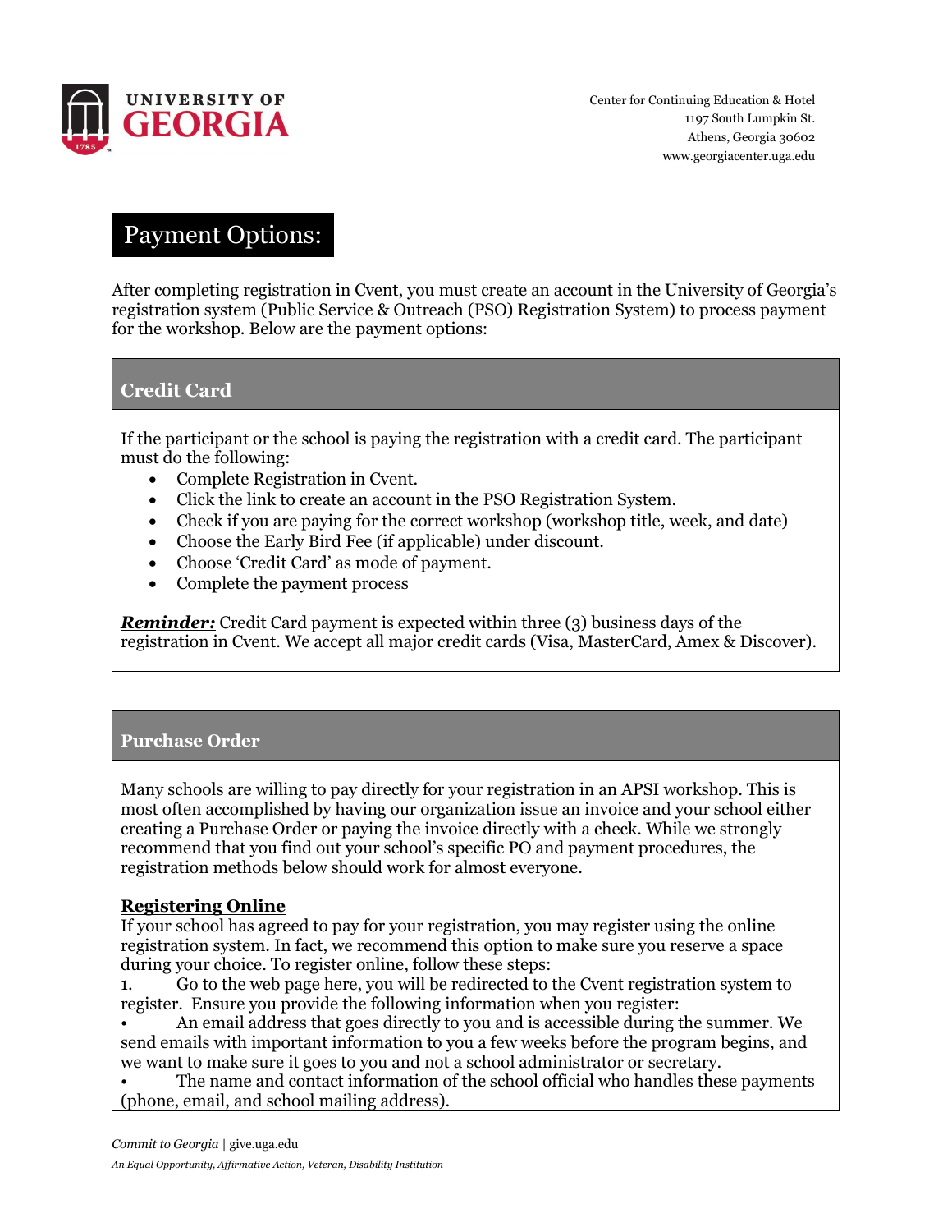Center for Continuing Education & Hotel
1197 South Lumpkin St.
Athens, Georgia 30602
www.georgiacenter.uga.edu

# Payment Options:

After completing registration in Cvent, you must create an account in the University of Georgia's registration system (Public Service & Outreach (PSO) Registration System) to process payment for the workshop. Below are the payment options:

## Credit Card

If the participant or the school is paying the registration with a credit card. The participant must do the following:

- Complete Registration in Cvent.
- Click the link to create an account in the PSO Registration System.
- Check if you are paying for the correct workshop (workshop title, week, and date)
- Choose the Early Bird Fee (if applicable) under discount.
- Choose 'Credit Card' as mode of payment.
- Complete the payment process

***Reminder:*** Credit Card payment is expected within three (3) business days of the registration in Cvent. We accept all major credit cards (Visa, MasterCard, Amex & Discover).

## Purchase Order

Many schools are willing to pay directly for your registration in an APSI workshop. This is most often accomplished by having our organization issue an invoice and your school either creating a Purchase Order or paying the invoice directly with a check. While we strongly recommend that you find out your school's specific PO and payment procedures, the registration methods below should work for almost everyone.

**Registering Online**

If your school has agreed to pay for your registration, you may register using the online registration system. In fact, we recommend this option to make sure you reserve a space during your choice. To register online, follow these steps:

1. Go to the web page here, you will be redirected to the Cvent registration system to register. Ensure you provide the following information when you register:

- An email address that goes directly to you and is accessible during the summer. We send emails with important information to you a few weeks before the program begins, and we want to make sure it goes to you and not a school administrator or secretary.
- The name and contact information of the school official who handles these payments (phone, email, and school mailing address).

*Commit to Georgia* | give.uga.edu

*An Equal Opportunity, Affirmative Action, Veteran, Disability Institution*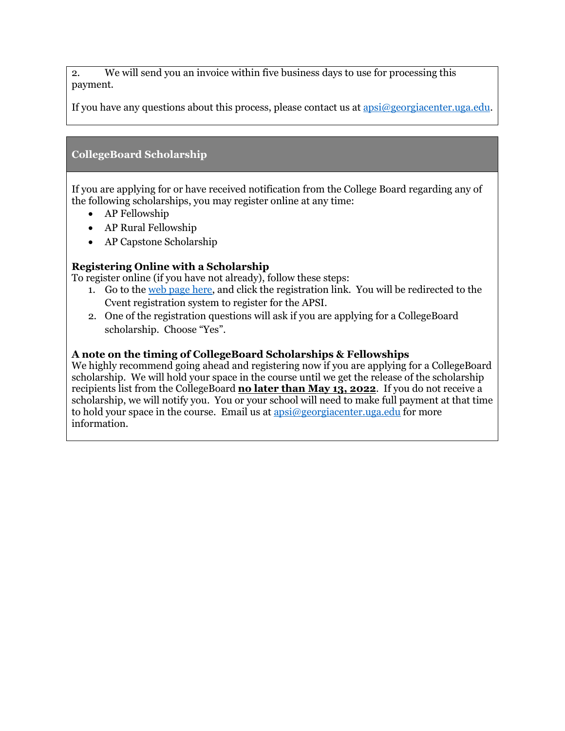2. We will send you an invoice within five business days to use for processing this payment.

If you have any questions about this process, please contact us at apsi@georgiacenter.uga.edu.

## CollegeBoard Scholarship

If you are applying for or have received notification from the College Board regarding any of the following scholarships, you may register online at any time:

- AP Fellowship
- AP Rural Fellowship
- AP Capstone Scholarship

### Registering Online with a Scholarship

To register online (if you have not already), follow these steps:

1. Go to the web page here, and click the registration link. You will be redirected to the Cvent registration system to register for the APSI.
2. One of the registration questions will ask if you are applying for a CollegeBoard scholarship. Choose "Yes".

### A note on the timing of CollegeBoard Scholarships & Fellowships

We highly recommend going ahead and registering now if you are applying for a CollegeBoard scholarship. We will hold your space in the course until we get the release of the scholarship recipients list from the CollegeBoard **no later than May 13, 2022**. If you do not receive a scholarship, we will notify you. You or your school will need to make full payment at that time to hold your space in the course. Email us at apsi@georgiacenter.uga.edu for more information.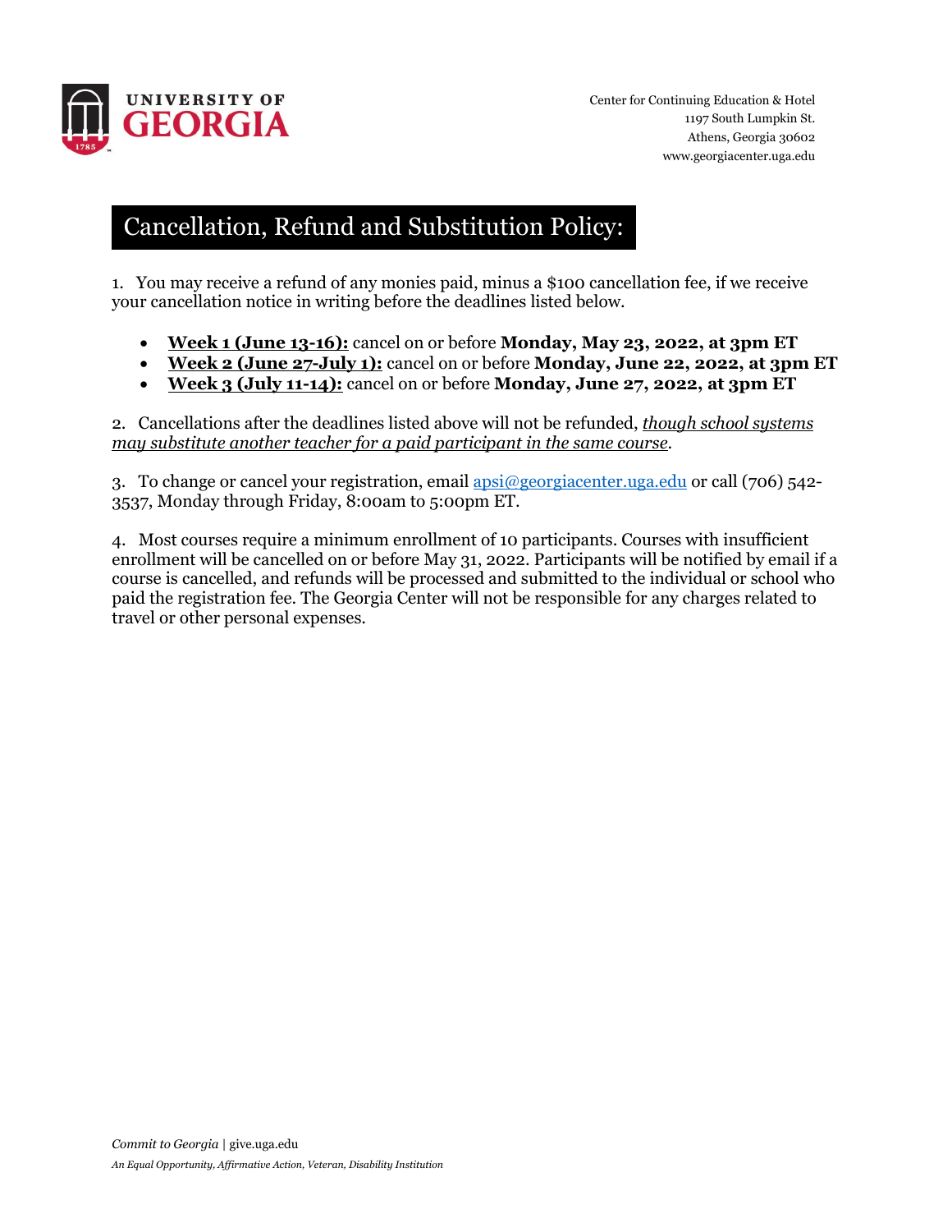UNIVERSITY OF GEORGIA

Center for Continuing Education & Hotel
1197 South Lumpkin St.
Athens, Georgia 30602
www.georgiacenter.uga.edu

# Cancellation, Refund and Substitution Policy:

1. You may receive a refund of any monies paid, minus a $100 cancellation fee, if we receive your cancellation notice in writing before the deadlines listed below.

- **Week 1 (June 13-16):** cancel on or before **Monday, May 23, 2022, at 3pm ET**
- **Week 2 (June 27-July 1):** cancel on or before **Monday, June 22, 2022, at 3pm ET**
- **Week 3 (July 11-14):** cancel on or before **Monday, June 27, 2022, at 3pm ET**

2. Cancellations after the deadlines listed above will not be refunded, *though school systems may substitute another teacher for a paid participant in the same course*.

3. To change or cancel your registration, email apsi@georgiacenter.uga.edu or call (706) 542-3537, Monday through Friday, 8:00am to 5:00pm ET.

4. Most courses require a minimum enrollment of 10 participants. Courses with insufficient enrollment will be cancelled on or before May 31, 2022. Participants will be notified by email if a course is cancelled, and refunds will be processed and submitted to the individual or school who paid the registration fee. The Georgia Center will not be responsible for any charges related to travel or other personal expenses.

*Commit to Georgia* | give.uga.edu

*An Equal Opportunity, Affirmative Action, Veteran, Disability Institution*